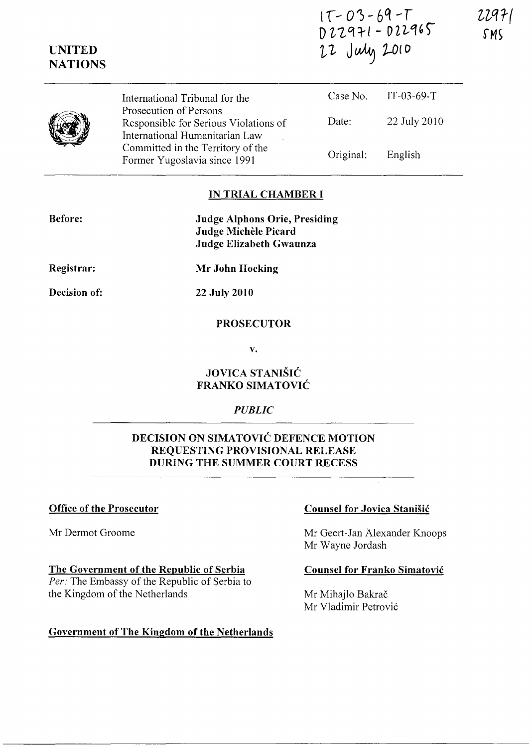IT-03-69-T
D22971 - D22965
22 July 2010

22971
SMS

UNITED NATIONS

| International Tribunal for the Prosecution of Persons Responsible for Serious Violations of International Humanitarian Law Committed in the Territory of the Former Yugoslavia since 1991 | Case No. | IT-03-69-T |
|---|---|---|
| | Date: | 22 July 2010 |
| | Original: | English |

**IN TRIAL CHAMBER I**

**Before:** **Judge Alphons Orie, Presiding**
**Judge Michèle Picard**
**Judge Elizabeth Gwaunza**

**Registrar:** **Mr John Hocking**

**Decision of:** **22 July 2010**

**PROSECUTOR**

**v.**

**JOVICA STANIŠIĆ**
**FRANKO SIMATOVIĆ**

*PUBLIC*

**DECISION ON SIMATOVIĆ DEFENCE MOTION REQUESTING PROVISIONAL RELEASE DURING THE SUMMER COURT RECESS**

**Office of the Prosecutor**

Mr Dermot Groome

**The Government of the Republic of Serbia**
*Per:* The Embassy of the Republic of Serbia to the Kingdom of the Netherlands

**Government of The Kingdom of the Netherlands**

**Counsel for Jovica Stanišić**

Mr Geert-Jan Alexander Knoops
Mr Wayne Jordash

**Counsel for Franko Simatović**

Mr Mihajlo Bakrač
Mr Vladimir Petrović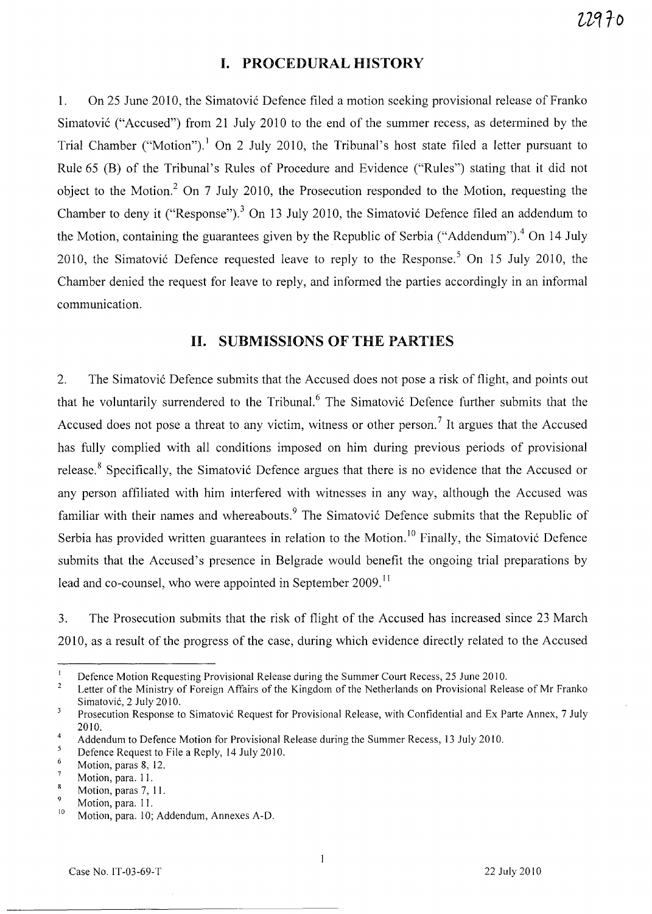## I. PROCEDURAL HISTORY

1. On 25 June 2010, the Simatović Defence filed a motion seeking provisional release of Franko Simatović ("Accused") from 21 July 2010 to the end of the summer recess, as determined by the Trial Chamber ("Motion").[1] On 2 July 2010, the Tribunal's host state filed a letter pursuant to Rule 65 (B) of the Tribunal's Rules of Procedure and Evidence ("Rules") stating that it did not object to the Motion.[2] On 7 July 2010, the Prosecution responded to the Motion, requesting the Chamber to deny it ("Response").[3] On 13 July 2010, the Simatović Defence filed an addendum to the Motion, containing the guarantees given by the Republic of Serbia ("Addendum").[4] On 14 July 2010, the Simatović Defence requested leave to reply to the Response.[5] On 15 July 2010, the Chamber denied the request for leave to reply, and informed the parties accordingly in an informal communication.

## II. SUBMISSIONS OF THE PARTIES

2. The Simatović Defence submits that the Accused does not pose a risk of flight, and points out that he voluntarily surrendered to the Tribunal.[6] The Simatović Defence further submits that the Accused does not pose a threat to any victim, witness or other person.[7] It argues that the Accused has fully complied with all conditions imposed on him during previous periods of provisional release.[8] Specifically, the Simatović Defence argues that there is no evidence that the Accused or any person affiliated with him interfered with witnesses in any way, although the Accused was familiar with their names and whereabouts.[9] The Simatović Defence submits that the Republic of Serbia has provided written guarantees in relation to the Motion.[10] Finally, the Simatović Defence submits that the Accused's presence in Belgrade would benefit the ongoing trial preparations by lead and co-counsel, who were appointed in September 2009.[11]

3. The Prosecution submits that the risk of flight of the Accused has increased since 23 March 2010, as a result of the progress of the case, during which evidence directly related to the Accused

---

[1] Defence Motion Requesting Provisional Release during the Summer Court Recess, 25 June 2010.

[2] Letter of the Ministry of Foreign Affairs of the Kingdom of the Netherlands on Provisional Release of Mr Franko Simatović, 2 July 2010.

[3] Prosecution Response to Simatović Request for Provisional Release, with Confidential and Ex Parte Annex, 7 July 2010.

[4] Addendum to Defence Motion for Provisional Release during the Summer Recess, 13 July 2010.

[5] Defence Request to File a Reply, 14 July 2010.

[6] Motion, paras 8, 12.

[7] Motion, para. 11.

[8] Motion, paras 7, 11.

[9] Motion, para. 11.

[10] Motion, para. 10; Addendum, Annexes A-D.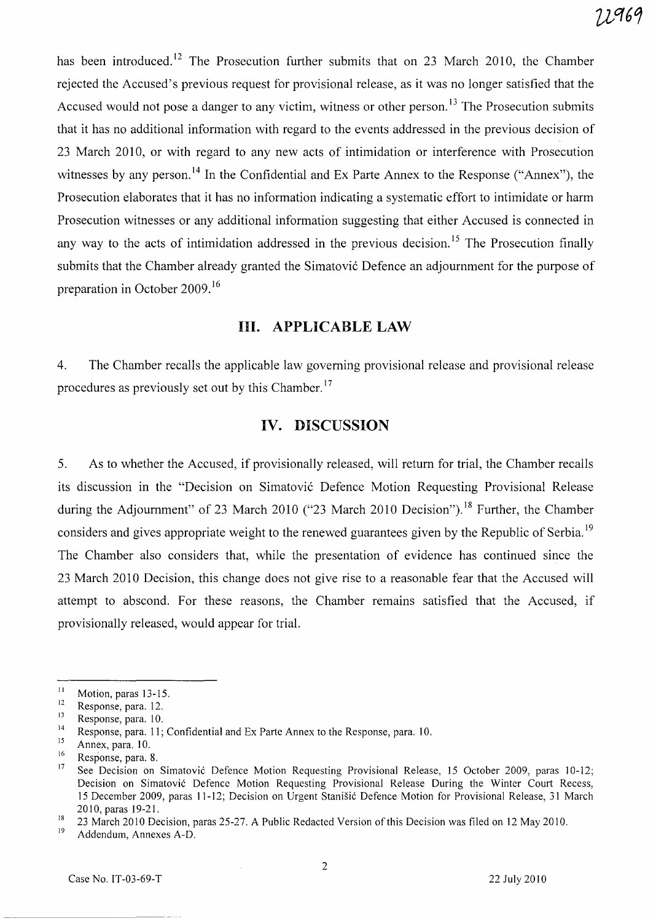has been introduced.[12] The Prosecution further submits that on 23 March 2010, the Chamber rejected the Accused's previous request for provisional release, as it was no longer satisfied that the Accused would not pose a danger to any victim, witness or other person.[13] The Prosecution submits that it has no additional information with regard to the events addressed in the previous decision of 23 March 2010, or with regard to any new acts of intimidation or interference with Prosecution witnesses by any person.[14] In the Confidential and Ex Parte Annex to the Response ("Annex"), the Prosecution elaborates that it has no information indicating a systematic effort to intimidate or harm Prosecution witnesses or any additional information suggesting that either Accused is connected in any way to the acts of intimidation addressed in the previous decision.[15] The Prosecution finally submits that the Chamber already granted the Simatović Defence an adjournment for the purpose of preparation in October 2009.[16]

## III. APPLICABLE LAW

4. The Chamber recalls the applicable law governing provisional release and provisional release procedures as previously set out by this Chamber.[17]

## IV. DISCUSSION

5. As to whether the Accused, if provisionally released, will return for trial, the Chamber recalls its discussion in the "Decision on Simatović Defence Motion Requesting Provisional Release during the Adjournment" of 23 March 2010 ("23 March 2010 Decision").[18] Further, the Chamber considers and gives appropriate weight to the renewed guarantees given by the Republic of Serbia.[19] The Chamber also considers that, while the presentation of evidence has continued since the 23 March 2010 Decision, this change does not give rise to a reasonable fear that the Accused will attempt to abscond. For these reasons, the Chamber remains satisfied that the Accused, if provisionally released, would appear for trial.

---

[11] Motion, paras 13-15.

[12] Response, para. 12.

[13] Response, para. 10.

[14] Response, para. 11; Confidential and Ex Parte Annex to the Response, para. 10.

[15] Annex, para. 10.

[16] Response, para. 8.

[17] See Decision on Simatović Defence Motion Requesting Provisional Release, 15 October 2009, paras 10-12; Decision on Simatović Defence Motion Requesting Provisional Release During the Winter Court Recess, 15 December 2009, paras 11-12; Decision on Urgent Stanišić Defence Motion for Provisional Release, 31 March 2010, paras 19-21.

[18] 23 March 2010 Decision, paras 25-27. A Public Redacted Version of this Decision was filed on 12 May 2010.

[19] Addendum, Annexes A-D.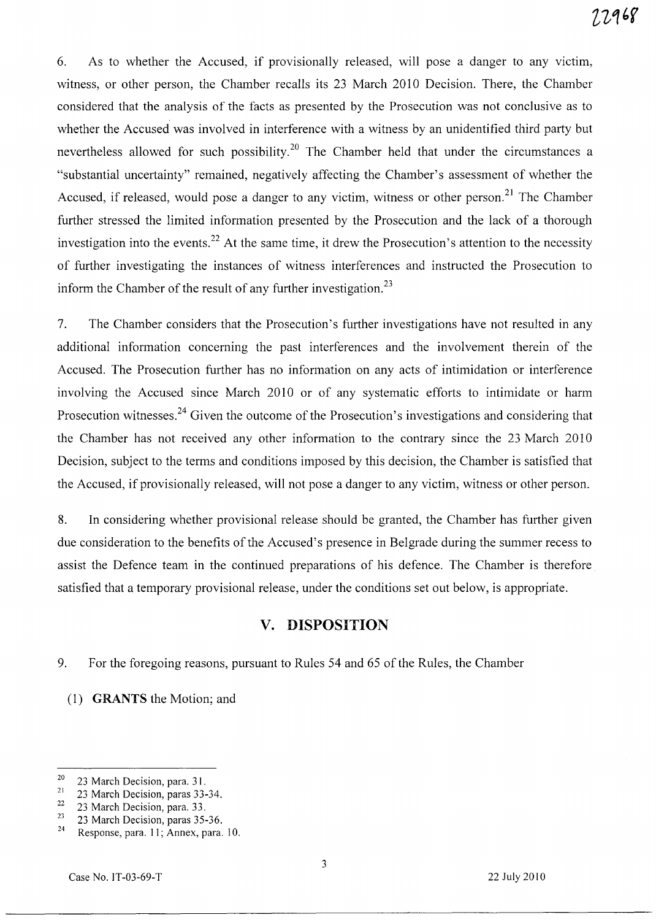6. As to whether the Accused, if provisionally released, will pose a danger to any victim, witness, or other person, the Chamber recalls its 23 March 2010 Decision. There, the Chamber considered that the analysis of the facts as presented by the Prosecution was not conclusive as to whether the Accused was involved in interference with a witness by an unidentified third party but nevertheless allowed for such possibility.[20] The Chamber held that under the circumstances a "substantial uncertainty" remained, negatively affecting the Chamber's assessment of whether the Accused, if released, would pose a danger to any victim, witness or other person.[21] The Chamber further stressed the limited information presented by the Prosecution and the lack of a thorough investigation into the events.[22] At the same time, it drew the Prosecution's attention to the necessity of further investigating the instances of witness interferences and instructed the Prosecution to inform the Chamber of the result of any further investigation.[23]

7. The Chamber considers that the Prosecution's further investigations have not resulted in any additional information concerning the past interferences and the involvement therein of the Accused. The Prosecution further has no information on any acts of intimidation or interference involving the Accused since March 2010 or of any systematic efforts to intimidate or harm Prosecution witnesses.[24] Given the outcome of the Prosecution's investigations and considering that the Chamber has not received any other information to the contrary since the 23 March 2010 Decision, subject to the terms and conditions imposed by this decision, the Chamber is satisfied that the Accused, if provisionally released, will not pose a danger to any victim, witness or other person.

8. In considering whether provisional release should be granted, the Chamber has further given due consideration to the benefits of the Accused's presence in Belgrade during the summer recess to assist the Defence team in the continued preparations of his defence. The Chamber is therefore satisfied that a temporary provisional release, under the conditions set out below, is appropriate.

## V. DISPOSITION

9. For the foregoing reasons, pursuant to Rules 54 and 65 of the Rules, the Chamber

(1) **GRANTS** the Motion; and

---

[20] 23 March Decision, para. 31.

[21] 23 March Decision, paras 33-34.

[22] 23 March Decision, para. 33.

[23] 23 March Decision, paras 35-36.

[24] Response, para. 11; Annex, para. 10.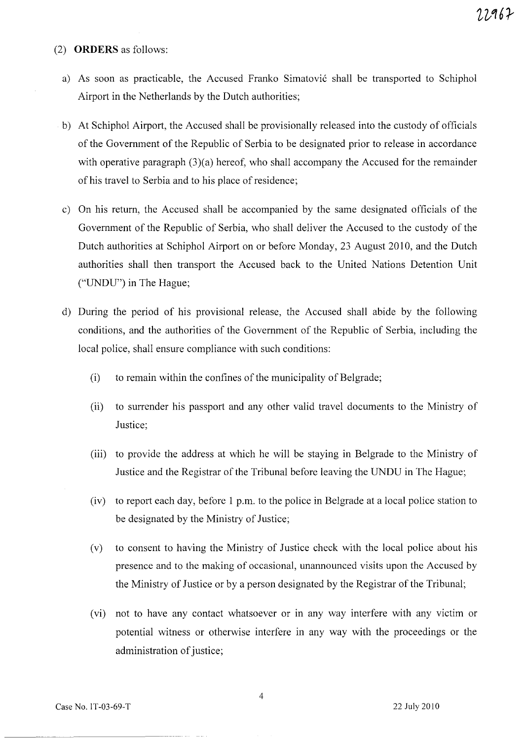(2) **ORDERS** as follows:

a) As soon as practicable, the Accused Franko Simatović shall be transported to Schiphol Airport in the Netherlands by the Dutch authorities;

b) At Schiphol Airport, the Accused shall be provisionally released into the custody of officials of the Government of the Republic of Serbia to be designated prior to release in accordance with operative paragraph (3)(a) hereof, who shall accompany the Accused for the remainder of his travel to Serbia and to his place of residence;

c) On his return, the Accused shall be accompanied by the same designated officials of the Government of the Republic of Serbia, who shall deliver the Accused to the custody of the Dutch authorities at Schiphol Airport on or before Monday, 23 August 2010, and the Dutch authorities shall then transport the Accused back to the United Nations Detention Unit ("UNDU") in The Hague;

d) During the period of his provisional release, the Accused shall abide by the following conditions, and the authorities of the Government of the Republic of Serbia, including the local police, shall ensure compliance with such conditions:

   (i) to remain within the confines of the municipality of Belgrade;

   (ii) to surrender his passport and any other valid travel documents to the Ministry of Justice;

   (iii) to provide the address at which he will be staying in Belgrade to the Ministry of Justice and the Registrar of the Tribunal before leaving the UNDU in The Hague;

   (iv) to report each day, before 1 p.m. to the police in Belgrade at a local police station to be designated by the Ministry of Justice;

   (v) to consent to having the Ministry of Justice check with the local police about his presence and to the making of occasional, unannounced visits upon the Accused by the Ministry of Justice or by a person designated by the Registrar of the Tribunal;

   (vi) not to have any contact whatsoever or in any way interfere with any victim or potential witness or otherwise interfere in any way with the proceedings or the administration of justice;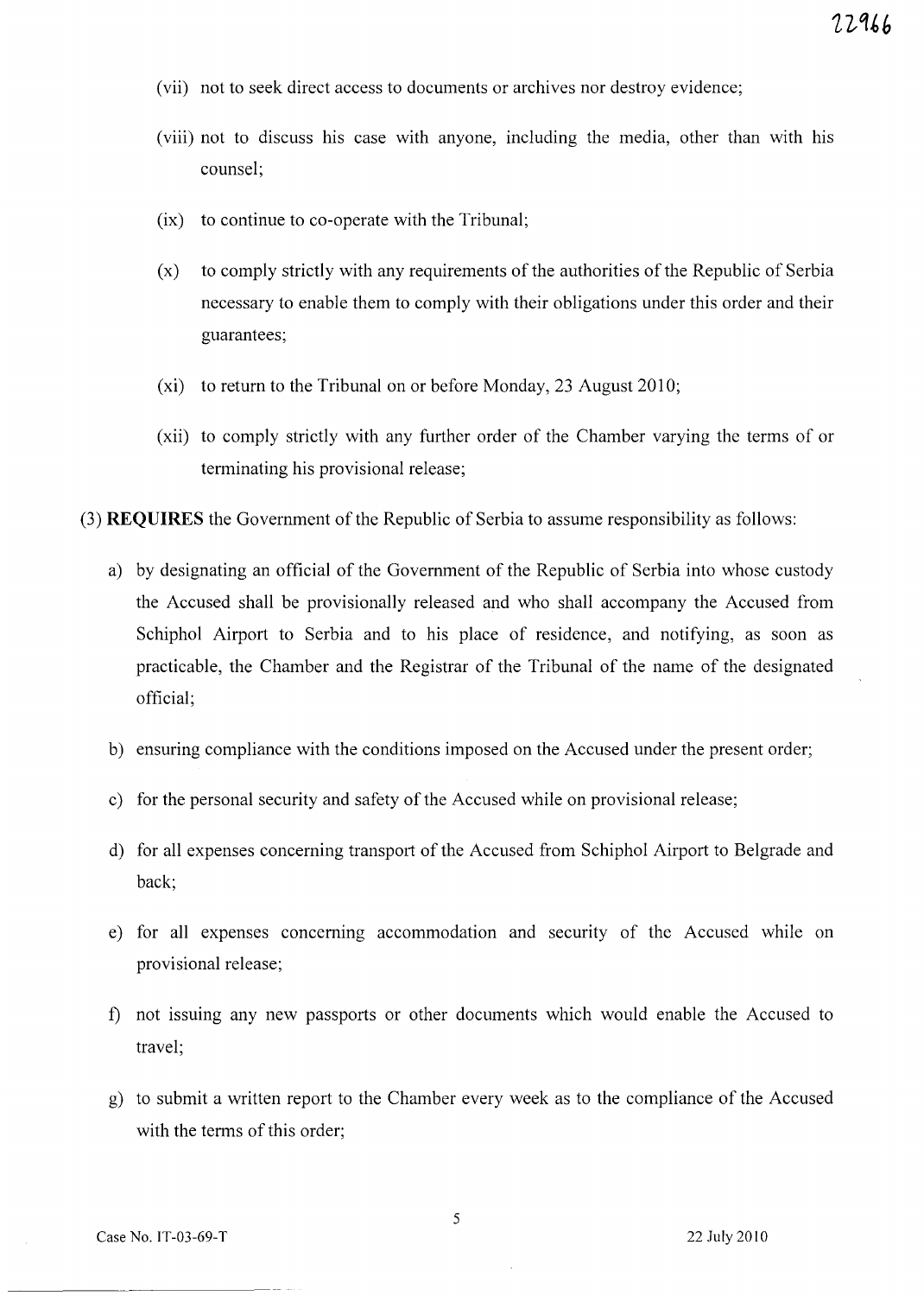(vii) not to seek direct access to documents or archives nor destroy evidence;

(viii) not to discuss his case with anyone, including the media, other than with his counsel;

(ix) to continue to co-operate with the Tribunal;

(x) to comply strictly with any requirements of the authorities of the Republic of Serbia necessary to enable them to comply with their obligations under this order and their guarantees;

(xi) to return to the Tribunal on or before Monday, 23 August 2010;

(xii) to comply strictly with any further order of the Chamber varying the terms of or terminating his provisional release;

(3) **REQUIRES** the Government of the Republic of Serbia to assume responsibility as follows:

a) by designating an official of the Government of the Republic of Serbia into whose custody the Accused shall be provisionally released and who shall accompany the Accused from Schiphol Airport to Serbia and to his place of residence, and notifying, as soon as practicable, the Chamber and the Registrar of the Tribunal of the name of the designated official;

b) ensuring compliance with the conditions imposed on the Accused under the present order;

c) for the personal security and safety of the Accused while on provisional release;

d) for all expenses concerning transport of the Accused from Schiphol Airport to Belgrade and back;

e) for all expenses concerning accommodation and security of the Accused while on provisional release;

f) not issuing any new passports or other documents which would enable the Accused to travel;

g) to submit a written report to the Chamber every week as to the compliance of the Accused with the terms of this order;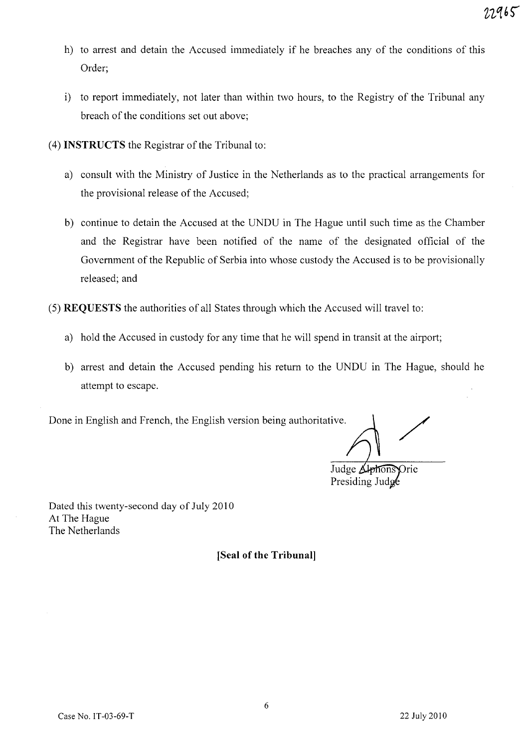h) to arrest and detain the Accused immediately if he breaches any of the conditions of this Order;

i) to report immediately, not later than within two hours, to the Registry of the Tribunal any breach of the conditions set out above;

(4) **INSTRUCTS** the Registrar of the Tribunal to:

a) consult with the Ministry of Justice in the Netherlands as to the practical arrangements for the provisional release of the Accused;

b) continue to detain the Accused at the UNDU in The Hague until such time as the Chamber and the Registrar have been notified of the name of the designated official of the Government of the Republic of Serbia into whose custody the Accused is to be provisionally released; and

(5) **REQUESTS** the authorities of all States through which the Accused will travel to:

a) hold the Accused in custody for any time that he will spend in transit at the airport;

b) arrest and detain the Accused pending his return to the UNDU in The Hague, should he attempt to escape.

Done in English and French, the English version being authoritative.

Judge Alphons Orie
Presiding Judge

Dated this twenty-second day of July 2010
At The Hague
The Netherlands

**[Seal of the Tribunal]**